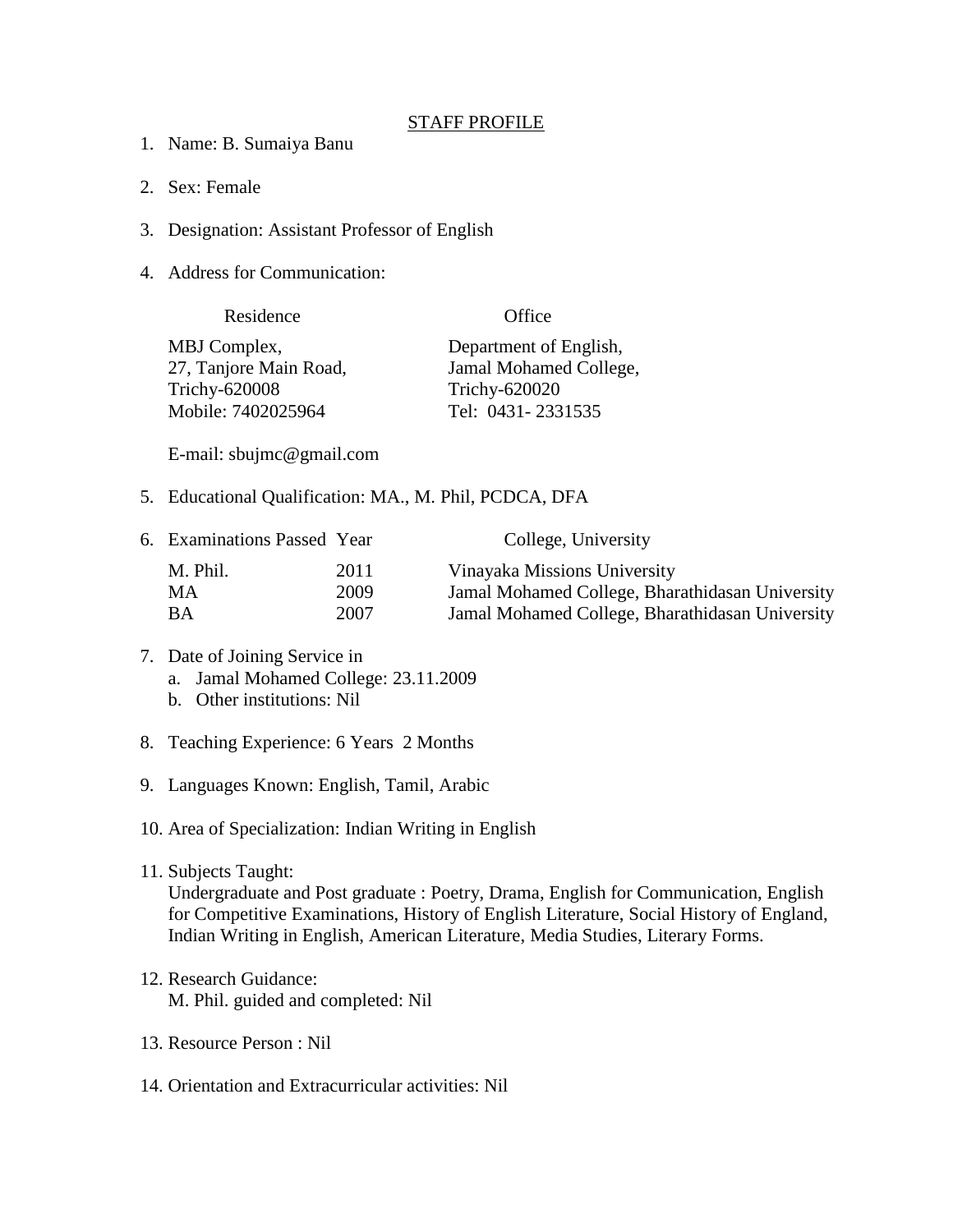# STAFF PROFILE

1. Name: B. Sumaiya Banu

2. Sex: Female

3. Designation: Assistant Professor of English

4. Address for Communication:

| Residence | Office |
|---|---|
| MBJ Complex,<br>27, Tanjore Main Road,<br>Trichy-620008<br>Mobile: 7402025964 | Department of English,<br>Jamal Mohamed College,<br>Trichy-620020<br>Tel: 0431- 2331535 |

   E-mail: sbujmc@gmail.com

5. Educational Qualification: MA., M. Phil, PCDCA, DFA

6. Examinations Passed

| Examinations Passed | Year | College, University |
|---|---|---|
| M. Phil. | 2011 | Vinayaka Missions University |
| MA | 2009 | Jamal Mohamed College, Bharathidasan University |
| BA | 2007 | Jamal Mohamed College, Bharathidasan University |

7. Date of Joining Service in
   a. Jamal Mohamed College: 23.11.2009
   b. Other institutions: Nil

8. Teaching Experience: 6 Years 2 Months

9. Languages Known: English, Tamil, Arabic

10. Area of Specialization: Indian Writing in English

11. Subjects Taught:
    Undergraduate and Post graduate : Poetry, Drama, English for Communication, English for Competitive Examinations, History of English Literature, Social History of England, Indian Writing in English, American Literature, Media Studies, Literary Forms.

12. Research Guidance:
    M. Phil. guided and completed: Nil

13. Resource Person : Nil

14. Orientation and Extracurricular activities: Nil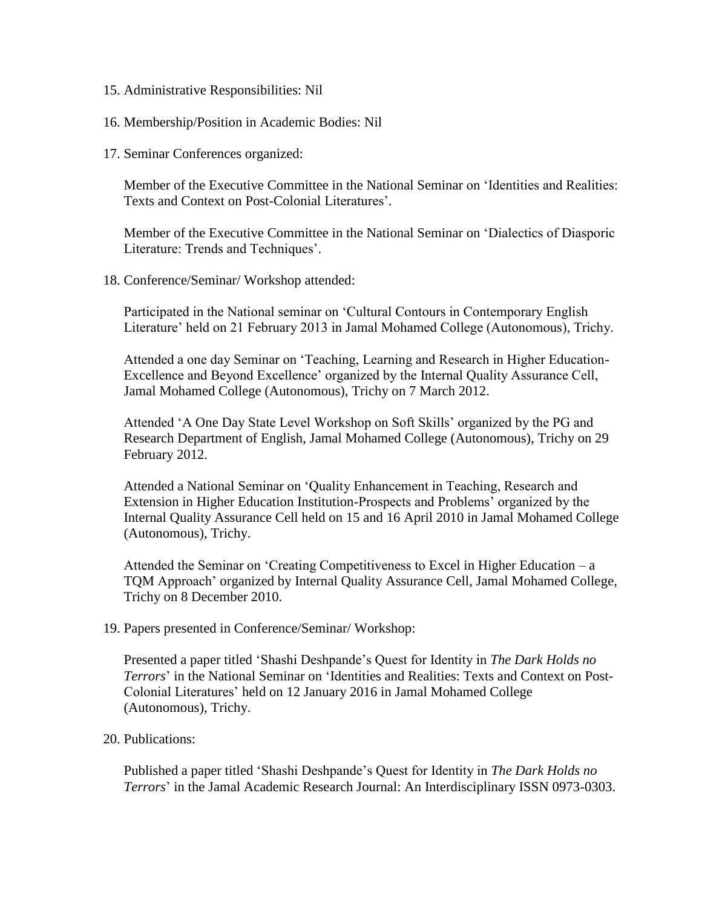15. Administrative Responsibilities: Nil

16. Membership/Position in Academic Bodies: Nil

17. Seminar Conferences organized:

    Member of the Executive Committee in the National Seminar on 'Identities and Realities: Texts and Context on Post-Colonial Literatures'.

    Member of the Executive Committee in the National Seminar on 'Dialectics of Diasporic Literature: Trends and Techniques'.

18. Conference/Seminar/ Workshop attended:

    Participated in the National seminar on 'Cultural Contours in Contemporary English Literature' held on 21 February 2013 in Jamal Mohamed College (Autonomous), Trichy.

    Attended a one day Seminar on 'Teaching, Learning and Research in Higher Education-Excellence and Beyond Excellence' organized by the Internal Quality Assurance Cell, Jamal Mohamed College (Autonomous), Trichy on 7 March 2012.

    Attended 'A One Day State Level Workshop on Soft Skills' organized by the PG and Research Department of English, Jamal Mohamed College (Autonomous), Trichy on 29 February 2012.

    Attended a National Seminar on 'Quality Enhancement in Teaching, Research and Extension in Higher Education Institution-Prospects and Problems' organized by the Internal Quality Assurance Cell held on 15 and 16 April 2010 in Jamal Mohamed College (Autonomous), Trichy.

    Attended the Seminar on 'Creating Competitiveness to Excel in Higher Education – a TQM Approach' organized by Internal Quality Assurance Cell, Jamal Mohamed College, Trichy on 8 December 2010.

19. Papers presented in Conference/Seminar/ Workshop:

    Presented a paper titled 'Shashi Deshpande's Quest for Identity in *The Dark Holds no Terrors*' in the National Seminar on 'Identities and Realities: Texts and Context on Post-Colonial Literatures' held on 12 January 2016 in Jamal Mohamed College (Autonomous), Trichy.

20. Publications:

    Published a paper titled 'Shashi Deshpande's Quest for Identity in *The Dark Holds no Terrors*' in the Jamal Academic Research Journal: An Interdisciplinary ISSN 0973-0303.